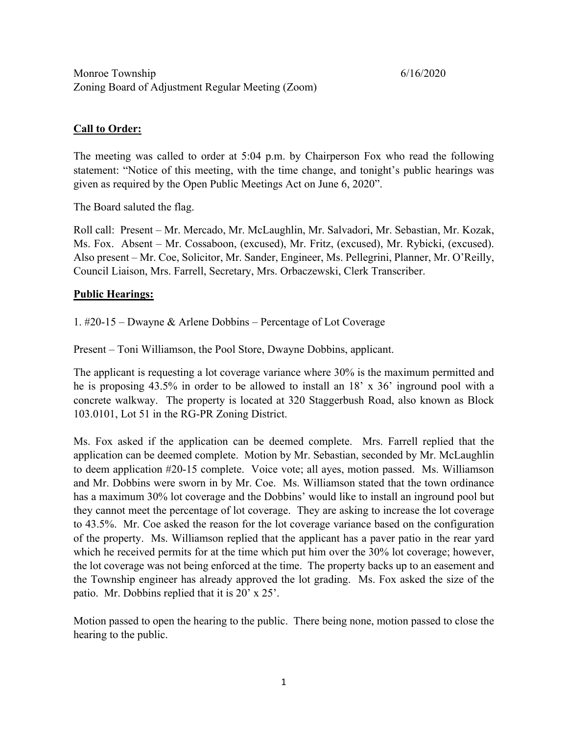Monroe Township 6/16/2020
Zoning Board of Adjustment Regular Meeting (Zoom)

**Call to Order:**

The meeting was called to order at 5:04 p.m. by Chairperson Fox who read the following statement: "Notice of this meeting, with the time change, and tonight's public hearings was given as required by the Open Public Meetings Act on June 6, 2020".

The Board saluted the flag.

Roll call: Present – Mr. Mercado, Mr. McLaughlin, Mr. Salvadori, Mr. Sebastian, Mr. Kozak, Ms. Fox. Absent – Mr. Cossaboon, (excused), Mr. Fritz, (excused), Mr. Rybicki, (excused). Also present – Mr. Coe, Solicitor, Mr. Sander, Engineer, Ms. Pellegrini, Planner, Mr. O'Reilly, Council Liaison, Mrs. Farrell, Secretary, Mrs. Orbaczewski, Clerk Transcriber.

**Public Hearings:**

1. #20-15 – Dwayne & Arlene Dobbins – Percentage of Lot Coverage

Present – Toni Williamson, the Pool Store, Dwayne Dobbins, applicant.

The applicant is requesting a lot coverage variance where 30% is the maximum permitted and he is proposing 43.5% in order to be allowed to install an 18' x 36' inground pool with a concrete walkway. The property is located at 320 Staggerbush Road, also known as Block 103.0101, Lot 51 in the RG-PR Zoning District.

Ms. Fox asked if the application can be deemed complete. Mrs. Farrell replied that the application can be deemed complete. Motion by Mr. Sebastian, seconded by Mr. McLaughlin to deem application #20-15 complete. Voice vote; all ayes, motion passed. Ms. Williamson and Mr. Dobbins were sworn in by Mr. Coe. Ms. Williamson stated that the town ordinance has a maximum 30% lot coverage and the Dobbins' would like to install an inground pool but they cannot meet the percentage of lot coverage. They are asking to increase the lot coverage to 43.5%. Mr. Coe asked the reason for the lot coverage variance based on the configuration of the property. Ms. Williamson replied that the applicant has a paver patio in the rear yard which he received permits for at the time which put him over the 30% lot coverage; however, the lot coverage was not being enforced at the time. The property backs up to an easement and the Township engineer has already approved the lot grading. Ms. Fox asked the size of the patio. Mr. Dobbins replied that it is 20' x 25'.

Motion passed to open the hearing to the public. There being none, motion passed to close the hearing to the public.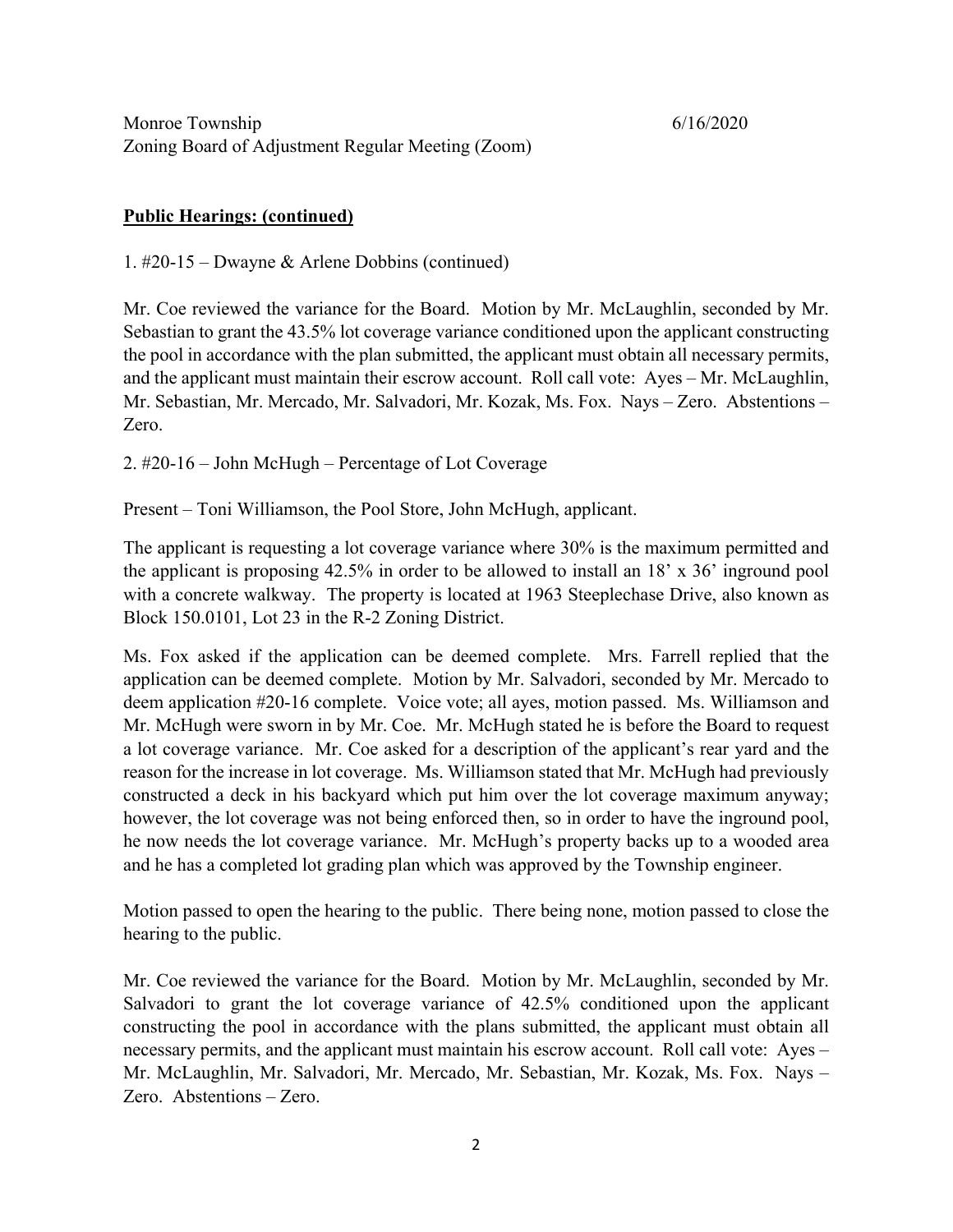Monroe Township 6/16/2020
Zoning Board of Adjustment Regular Meeting (Zoom)

**Public Hearings: (continued)**

1. #20-15 – Dwayne & Arlene Dobbins (continued)

Mr. Coe reviewed the variance for the Board. Motion by Mr. McLaughlin, seconded by Mr. Sebastian to grant the 43.5% lot coverage variance conditioned upon the applicant constructing the pool in accordance with the plan submitted, the applicant must obtain all necessary permits, and the applicant must maintain their escrow account. Roll call vote: Ayes – Mr. McLaughlin, Mr. Sebastian, Mr. Mercado, Mr. Salvadori, Mr. Kozak, Ms. Fox. Nays – Zero. Abstentions – Zero.

2. #20-16 – John McHugh – Percentage of Lot Coverage

Present – Toni Williamson, the Pool Store, John McHugh, applicant.

The applicant is requesting a lot coverage variance where 30% is the maximum permitted and the applicant is proposing 42.5% in order to be allowed to install an 18' x 36' inground pool with a concrete walkway. The property is located at 1963 Steeplechase Drive, also known as Block 150.0101, Lot 23 in the R-2 Zoning District.

Ms. Fox asked if the application can be deemed complete. Mrs. Farrell replied that the application can be deemed complete. Motion by Mr. Salvadori, seconded by Mr. Mercado to deem application #20-16 complete. Voice vote; all ayes, motion passed. Ms. Williamson and Mr. McHugh were sworn in by Mr. Coe. Mr. McHugh stated he is before the Board to request a lot coverage variance. Mr. Coe asked for a description of the applicant's rear yard and the reason for the increase in lot coverage. Ms. Williamson stated that Mr. McHugh had previously constructed a deck in his backyard which put him over the lot coverage maximum anyway; however, the lot coverage was not being enforced then, so in order to have the inground pool, he now needs the lot coverage variance. Mr. McHugh's property backs up to a wooded area and he has a completed lot grading plan which was approved by the Township engineer.

Motion passed to open the hearing to the public. There being none, motion passed to close the hearing to the public.

Mr. Coe reviewed the variance for the Board. Motion by Mr. McLaughlin, seconded by Mr. Salvadori to grant the lot coverage variance of 42.5% conditioned upon the applicant constructing the pool in accordance with the plans submitted, the applicant must obtain all necessary permits, and the applicant must maintain his escrow account. Roll call vote: Ayes – Mr. McLaughlin, Mr. Salvadori, Mr. Mercado, Mr. Sebastian, Mr. Kozak, Ms. Fox. Nays – Zero. Abstentions – Zero.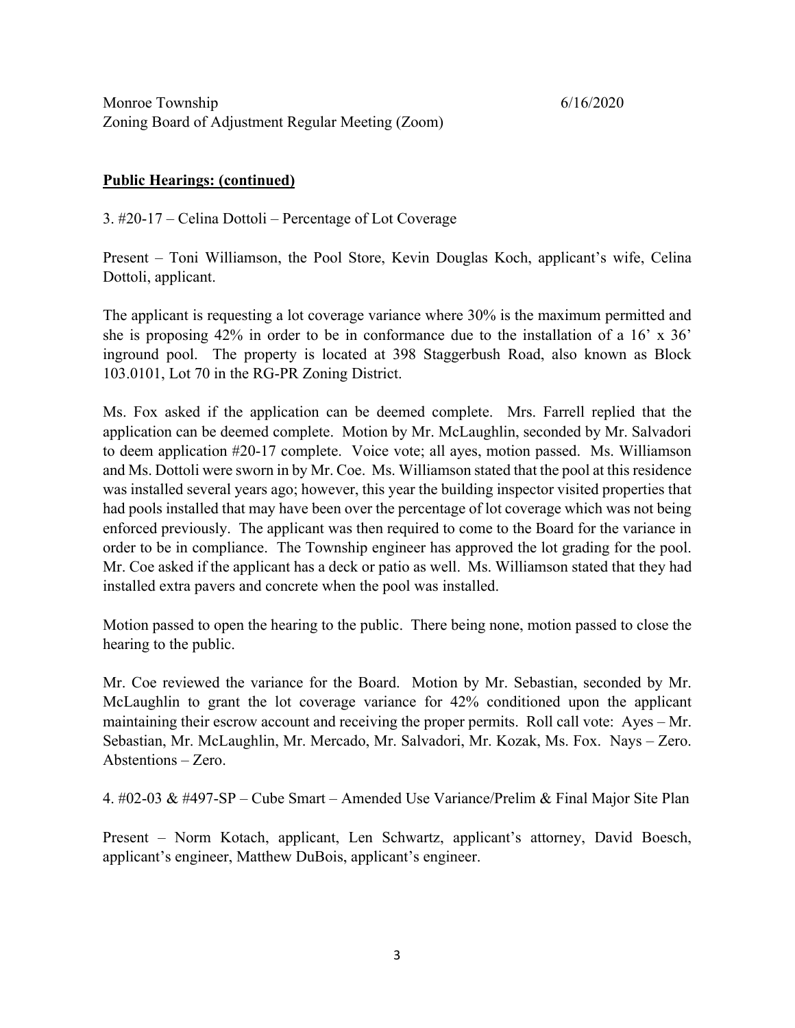Monroe Township 6/16/2020
Zoning Board of Adjustment Regular Meeting (Zoom)

**Public Hearings: (continued)**

3. #20-17 – Celina Dottoli – Percentage of Lot Coverage

Present – Toni Williamson, the Pool Store, Kevin Douglas Koch, applicant's wife, Celina Dottoli, applicant.

The applicant is requesting a lot coverage variance where 30% is the maximum permitted and she is proposing 42% in order to be in conformance due to the installation of a 16' x 36' inground pool. The property is located at 398 Staggerbush Road, also known as Block 103.0101, Lot 70 in the RG-PR Zoning District.

Ms. Fox asked if the application can be deemed complete. Mrs. Farrell replied that the application can be deemed complete. Motion by Mr. McLaughlin, seconded by Mr. Salvadori to deem application #20-17 complete. Voice vote; all ayes, motion passed. Ms. Williamson and Ms. Dottoli were sworn in by Mr. Coe. Ms. Williamson stated that the pool at this residence was installed several years ago; however, this year the building inspector visited properties that had pools installed that may have been over the percentage of lot coverage which was not being enforced previously. The applicant was then required to come to the Board for the variance in order to be in compliance. The Township engineer has approved the lot grading for the pool. Mr. Coe asked if the applicant has a deck or patio as well. Ms. Williamson stated that they had installed extra pavers and concrete when the pool was installed.

Motion passed to open the hearing to the public. There being none, motion passed to close the hearing to the public.

Mr. Coe reviewed the variance for the Board. Motion by Mr. Sebastian, seconded by Mr. McLaughlin to grant the lot coverage variance for 42% conditioned upon the applicant maintaining their escrow account and receiving the proper permits. Roll call vote: Ayes – Mr. Sebastian, Mr. McLaughlin, Mr. Mercado, Mr. Salvadori, Mr. Kozak, Ms. Fox. Nays – Zero. Abstentions – Zero.

4. #02-03 & #497-SP – Cube Smart – Amended Use Variance/Prelim & Final Major Site Plan

Present – Norm Kotach, applicant, Len Schwartz, applicant's attorney, David Boesch, applicant's engineer, Matthew DuBois, applicant's engineer.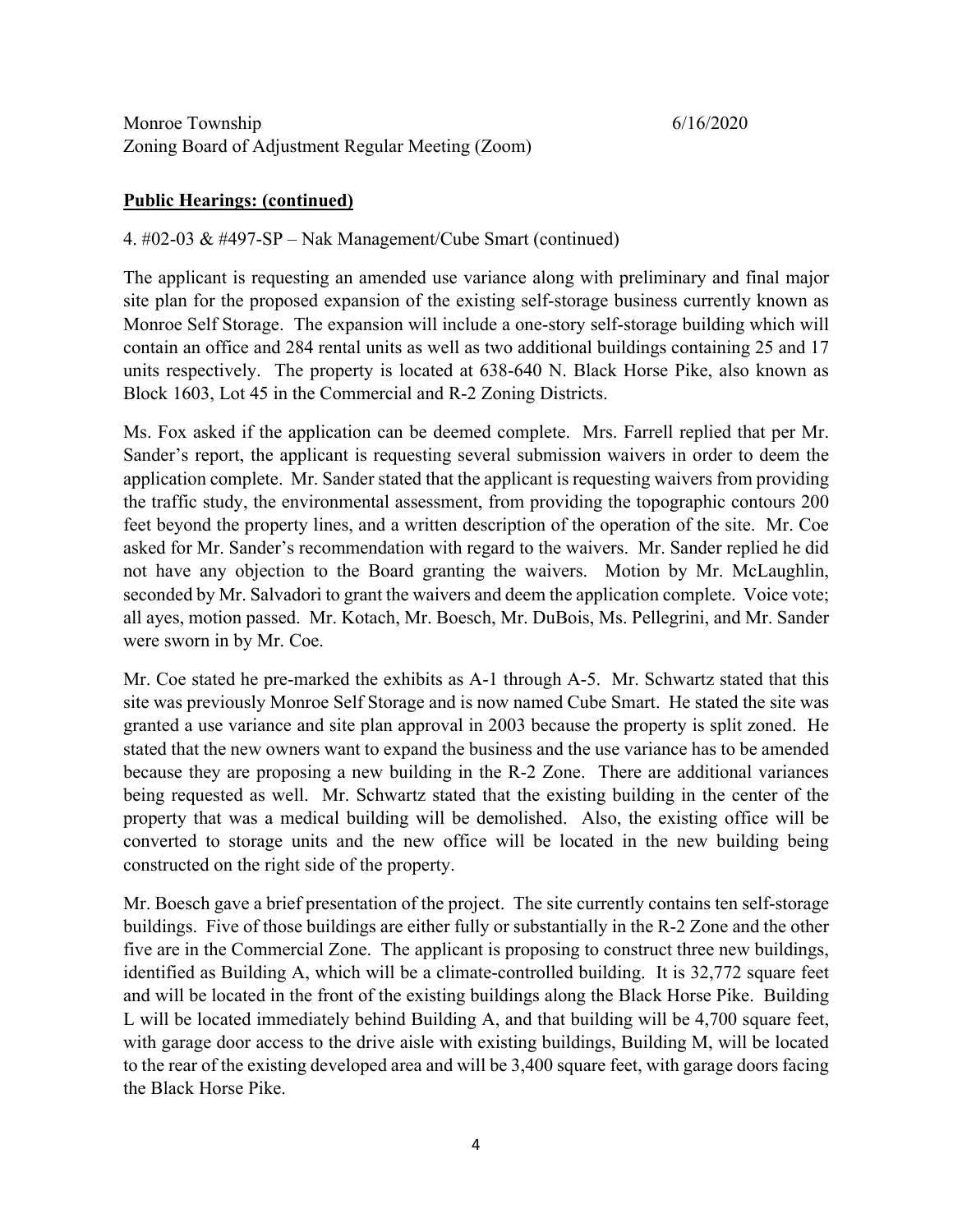Monroe Township 6/16/2020
Zoning Board of Adjustment Regular Meeting (Zoom)

**Public Hearings: (continued)**

4. #02-03 & #497-SP – Nak Management/Cube Smart (continued)

The applicant is requesting an amended use variance along with preliminary and final major site plan for the proposed expansion of the existing self-storage business currently known as Monroe Self Storage. The expansion will include a one-story self-storage building which will contain an office and 284 rental units as well as two additional buildings containing 25 and 17 units respectively. The property is located at 638-640 N. Black Horse Pike, also known as Block 1603, Lot 45 in the Commercial and R-2 Zoning Districts.

Ms. Fox asked if the application can be deemed complete. Mrs. Farrell replied that per Mr. Sander's report, the applicant is requesting several submission waivers in order to deem the application complete. Mr. Sander stated that the applicant is requesting waivers from providing the traffic study, the environmental assessment, from providing the topographic contours 200 feet beyond the property lines, and a written description of the operation of the site. Mr. Coe asked for Mr. Sander's recommendation with regard to the waivers. Mr. Sander replied he did not have any objection to the Board granting the waivers. Motion by Mr. McLaughlin, seconded by Mr. Salvadori to grant the waivers and deem the application complete. Voice vote; all ayes, motion passed. Mr. Kotach, Mr. Boesch, Mr. DuBois, Ms. Pellegrini, and Mr. Sander were sworn in by Mr. Coe.

Mr. Coe stated he pre-marked the exhibits as A-1 through A-5. Mr. Schwartz stated that this site was previously Monroe Self Storage and is now named Cube Smart. He stated the site was granted a use variance and site plan approval in 2003 because the property is split zoned. He stated that the new owners want to expand the business and the use variance has to be amended because they are proposing a new building in the R-2 Zone. There are additional variances being requested as well. Mr. Schwartz stated that the existing building in the center of the property that was a medical building will be demolished. Also, the existing office will be converted to storage units and the new office will be located in the new building being constructed on the right side of the property.

Mr. Boesch gave a brief presentation of the project. The site currently contains ten self-storage buildings. Five of those buildings are either fully or substantially in the R-2 Zone and the other five are in the Commercial Zone. The applicant is proposing to construct three new buildings, identified as Building A, which will be a climate-controlled building. It is 32,772 square feet and will be located in the front of the existing buildings along the Black Horse Pike. Building L will be located immediately behind Building A, and that building will be 4,700 square feet, with garage door access to the drive aisle with existing buildings, Building M, will be located to the rear of the existing developed area and will be 3,400 square feet, with garage doors facing the Black Horse Pike.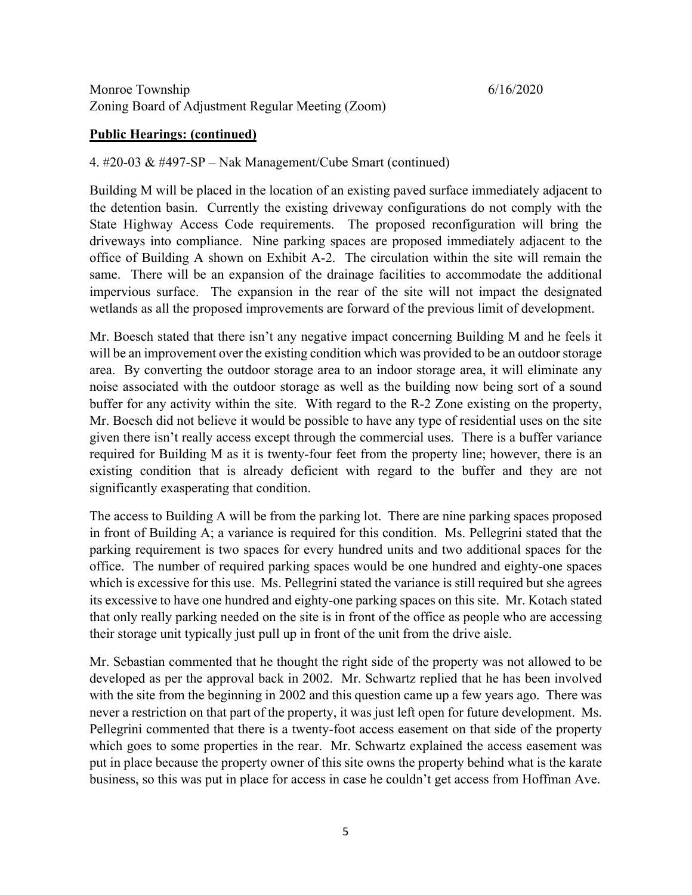Monroe Township 6/16/2020
Zoning Board of Adjustment Regular Meeting (Zoom)

**Public Hearings: (continued)**

4. #20-03 & #497-SP – Nak Management/Cube Smart (continued)

Building M will be placed in the location of an existing paved surface immediately adjacent to the detention basin. Currently the existing driveway configurations do not comply with the State Highway Access Code requirements. The proposed reconfiguration will bring the driveways into compliance. Nine parking spaces are proposed immediately adjacent to the office of Building A shown on Exhibit A-2. The circulation within the site will remain the same. There will be an expansion of the drainage facilities to accommodate the additional impervious surface. The expansion in the rear of the site will not impact the designated wetlands as all the proposed improvements are forward of the previous limit of development.

Mr. Boesch stated that there isn't any negative impact concerning Building M and he feels it will be an improvement over the existing condition which was provided to be an outdoor storage area. By converting the outdoor storage area to an indoor storage area, it will eliminate any noise associated with the outdoor storage as well as the building now being sort of a sound buffer for any activity within the site. With regard to the R-2 Zone existing on the property, Mr. Boesch did not believe it would be possible to have any type of residential uses on the site given there isn't really access except through the commercial uses. There is a buffer variance required for Building M as it is twenty-four feet from the property line; however, there is an existing condition that is already deficient with regard to the buffer and they are not significantly exasperating that condition.

The access to Building A will be from the parking lot. There are nine parking spaces proposed in front of Building A; a variance is required for this condition. Ms. Pellegrini stated that the parking requirement is two spaces for every hundred units and two additional spaces for the office. The number of required parking spaces would be one hundred and eighty-one spaces which is excessive for this use. Ms. Pellegrini stated the variance is still required but she agrees its excessive to have one hundred and eighty-one parking spaces on this site. Mr. Kotach stated that only really parking needed on the site is in front of the office as people who are accessing their storage unit typically just pull up in front of the unit from the drive aisle.

Mr. Sebastian commented that he thought the right side of the property was not allowed to be developed as per the approval back in 2002. Mr. Schwartz replied that he has been involved with the site from the beginning in 2002 and this question came up a few years ago. There was never a restriction on that part of the property, it was just left open for future development. Ms. Pellegrini commented that there is a twenty-foot access easement on that side of the property which goes to some properties in the rear. Mr. Schwartz explained the access easement was put in place because the property owner of this site owns the property behind what is the karate business, so this was put in place for access in case he couldn't get access from Hoffman Ave.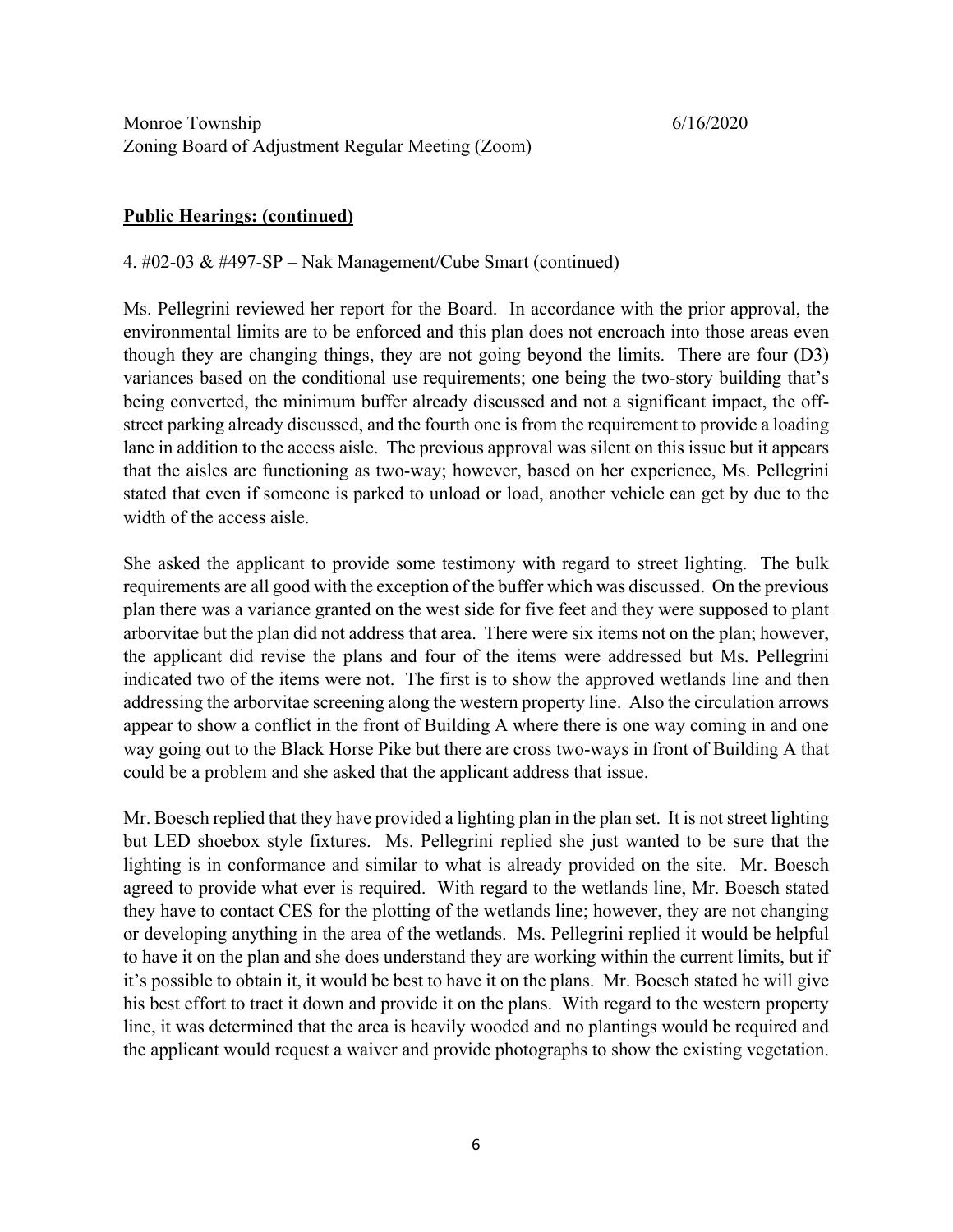Monroe Township 6/16/2020
Zoning Board of Adjustment Regular Meeting (Zoom)

**Public Hearings: (continued)**

4. #02-03 & #497-SP – Nak Management/Cube Smart (continued)

Ms. Pellegrini reviewed her report for the Board. In accordance with the prior approval, the environmental limits are to be enforced and this plan does not encroach into those areas even though they are changing things, they are not going beyond the limits. There are four (D3) variances based on the conditional use requirements; one being the two-story building that's being converted, the minimum buffer already discussed and not a significant impact, the off-street parking already discussed, and the fourth one is from the requirement to provide a loading lane in addition to the access aisle. The previous approval was silent on this issue but it appears that the aisles are functioning as two-way; however, based on her experience, Ms. Pellegrini stated that even if someone is parked to unload or load, another vehicle can get by due to the width of the access aisle.

She asked the applicant to provide some testimony with regard to street lighting. The bulk requirements are all good with the exception of the buffer which was discussed. On the previous plan there was a variance granted on the west side for five feet and they were supposed to plant arborvitae but the plan did not address that area. There were six items not on the plan; however, the applicant did revise the plans and four of the items were addressed but Ms. Pellegrini indicated two of the items were not. The first is to show the approved wetlands line and then addressing the arborvitae screening along the western property line. Also the circulation arrows appear to show a conflict in the front of Building A where there is one way coming in and one way going out to the Black Horse Pike but there are cross two-ways in front of Building A that could be a problem and she asked that the applicant address that issue.

Mr. Boesch replied that they have provided a lighting plan in the plan set. It is not street lighting but LED shoebox style fixtures. Ms. Pellegrini replied she just wanted to be sure that the lighting is in conformance and similar to what is already provided on the site. Mr. Boesch agreed to provide what ever is required. With regard to the wetlands line, Mr. Boesch stated they have to contact CES for the plotting of the wetlands line; however, they are not changing or developing anything in the area of the wetlands. Ms. Pellegrini replied it would be helpful to have it on the plan and she does understand they are working within the current limits, but if it's possible to obtain it, it would be best to have it on the plans. Mr. Boesch stated he will give his best effort to tract it down and provide it on the plans. With regard to the western property line, it was determined that the area is heavily wooded and no plantings would be required and the applicant would request a waiver and provide photographs to show the existing vegetation.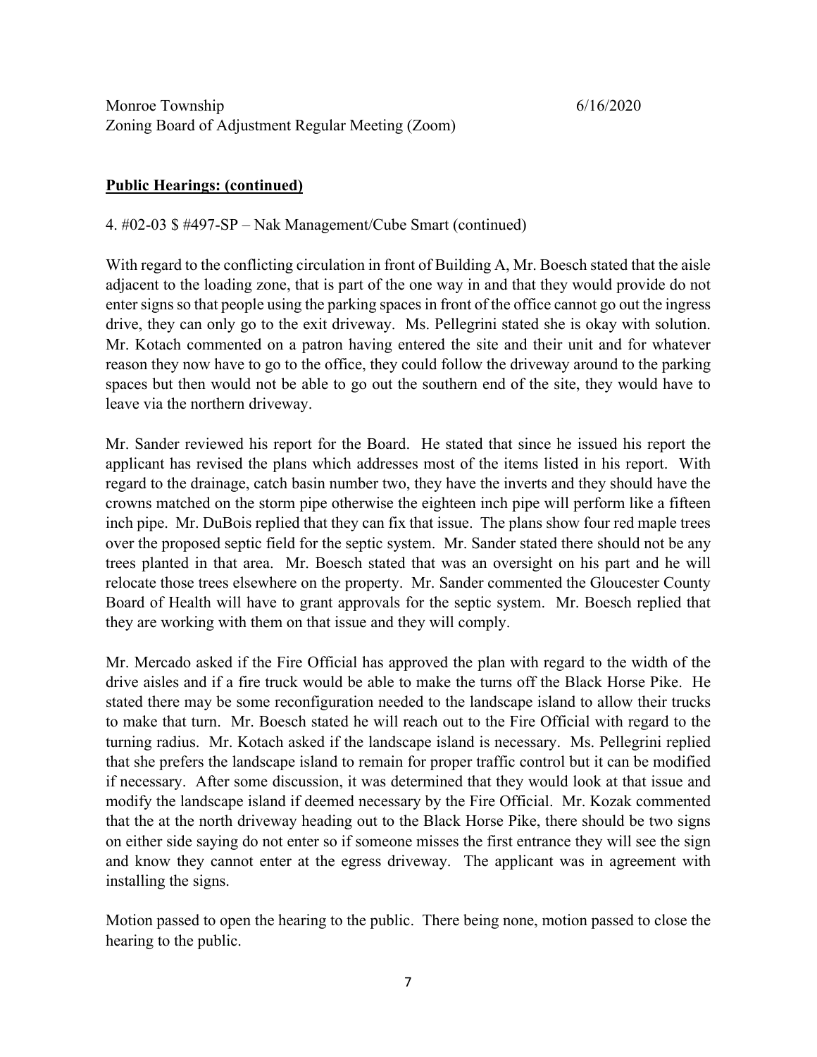Monroe Township 6/16/2020
Zoning Board of Adjustment Regular Meeting (Zoom)

**Public Hearings: (continued)**

4. #02-03 $ #497-SP – Nak Management/Cube Smart (continued)

With regard to the conflicting circulation in front of Building A, Mr. Boesch stated that the aisle adjacent to the loading zone, that is part of the one way in and that they would provide do not enter signs so that people using the parking spaces in front of the office cannot go out the ingress drive, they can only go to the exit driveway. Ms. Pellegrini stated she is okay with solution. Mr. Kotach commented on a patron having entered the site and their unit and for whatever reason they now have to go to the office, they could follow the driveway around to the parking spaces but then would not be able to go out the southern end of the site, they would have to leave via the northern driveway.

Mr. Sander reviewed his report for the Board. He stated that since he issued his report the applicant has revised the plans which addresses most of the items listed in his report. With regard to the drainage, catch basin number two, they have the inverts and they should have the crowns matched on the storm pipe otherwise the eighteen inch pipe will perform like a fifteen inch pipe. Mr. DuBois replied that they can fix that issue. The plans show four red maple trees over the proposed septic field for the septic system. Mr. Sander stated there should not be any trees planted in that area. Mr. Boesch stated that was an oversight on his part and he will relocate those trees elsewhere on the property. Mr. Sander commented the Gloucester County Board of Health will have to grant approvals for the septic system. Mr. Boesch replied that they are working with them on that issue and they will comply.

Mr. Mercado asked if the Fire Official has approved the plan with regard to the width of the drive aisles and if a fire truck would be able to make the turns off the Black Horse Pike. He stated there may be some reconfiguration needed to the landscape island to allow their trucks to make that turn. Mr. Boesch stated he will reach out to the Fire Official with regard to the turning radius. Mr. Kotach asked if the landscape island is necessary. Ms. Pellegrini replied that she prefers the landscape island to remain for proper traffic control but it can be modified if necessary. After some discussion, it was determined that they would look at that issue and modify the landscape island if deemed necessary by the Fire Official. Mr. Kozak commented that the at the north driveway heading out to the Black Horse Pike, there should be two signs on either side saying do not enter so if someone misses the first entrance they will see the sign and know they cannot enter at the egress driveway. The applicant was in agreement with installing the signs.

Motion passed to open the hearing to the public. There being none, motion passed to close the hearing to the public.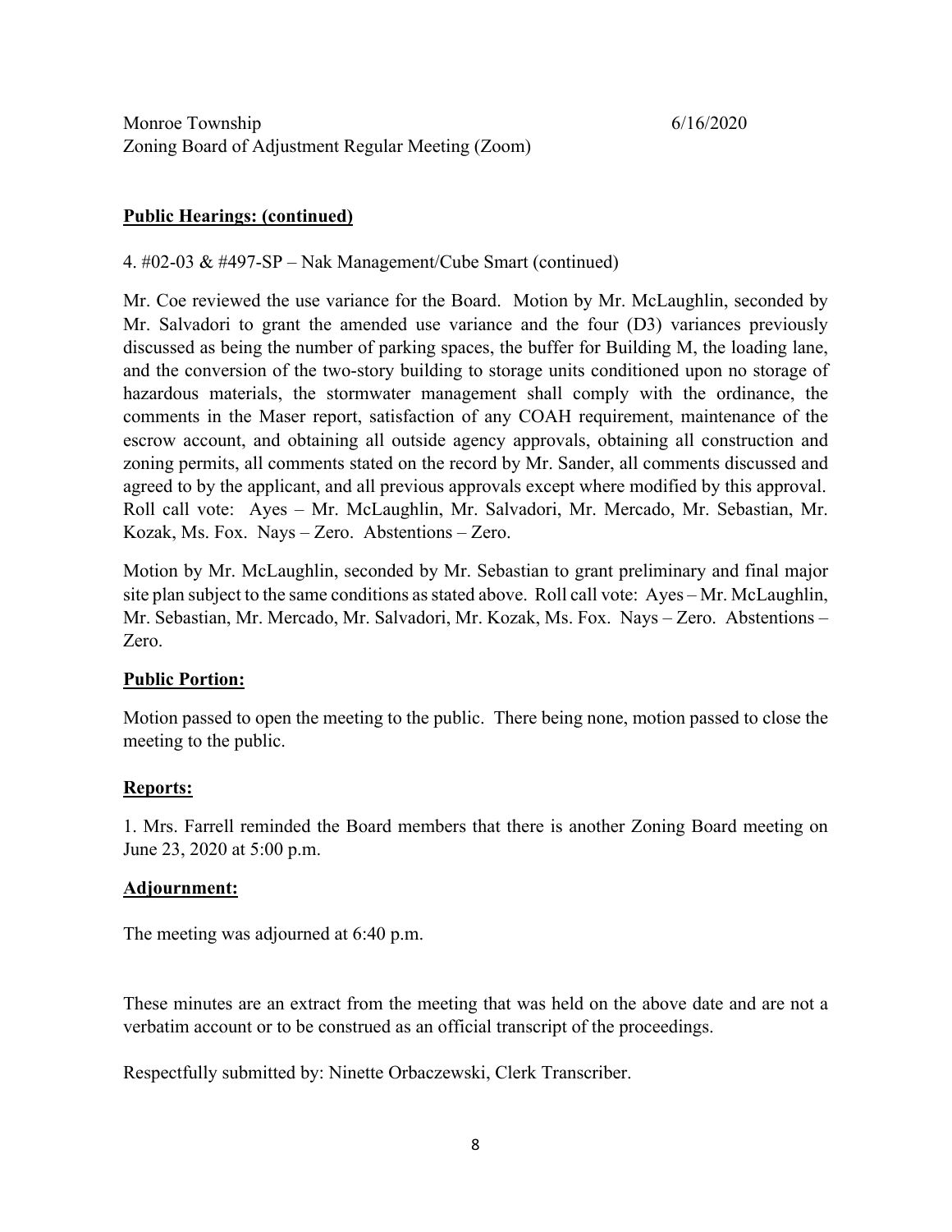Monroe Township 6/16/2020
Zoning Board of Adjustment Regular Meeting (Zoom)

**Public Hearings: (continued)**

4. #02-03 & #497-SP – Nak Management/Cube Smart (continued)

Mr. Coe reviewed the use variance for the Board. Motion by Mr. McLaughlin, seconded by Mr. Salvadori to grant the amended use variance and the four (D3) variances previously discussed as being the number of parking spaces, the buffer for Building M, the loading lane, and the conversion of the two-story building to storage units conditioned upon no storage of hazardous materials, the stormwater management shall comply with the ordinance, the comments in the Maser report, satisfaction of any COAH requirement, maintenance of the escrow account, and obtaining all outside agency approvals, obtaining all construction and zoning permits, all comments stated on the record by Mr. Sander, all comments discussed and agreed to by the applicant, and all previous approvals except where modified by this approval. Roll call vote: Ayes – Mr. McLaughlin, Mr. Salvadori, Mr. Mercado, Mr. Sebastian, Mr. Kozak, Ms. Fox. Nays – Zero. Abstentions – Zero.

Motion by Mr. McLaughlin, seconded by Mr. Sebastian to grant preliminary and final major site plan subject to the same conditions as stated above. Roll call vote: Ayes – Mr. McLaughlin, Mr. Sebastian, Mr. Mercado, Mr. Salvadori, Mr. Kozak, Ms. Fox. Nays – Zero. Abstentions – Zero.

**Public Portion:**

Motion passed to open the meeting to the public. There being none, motion passed to close the meeting to the public.

**Reports:**

1. Mrs. Farrell reminded the Board members that there is another Zoning Board meeting on June 23, 2020 at 5:00 p.m.

**Adjournment:**

The meeting was adjourned at 6:40 p.m.

These minutes are an extract from the meeting that was held on the above date and are not a verbatim account or to be construed as an official transcript of the proceedings.

Respectfully submitted by: Ninette Orbaczewski, Clerk Transcriber.